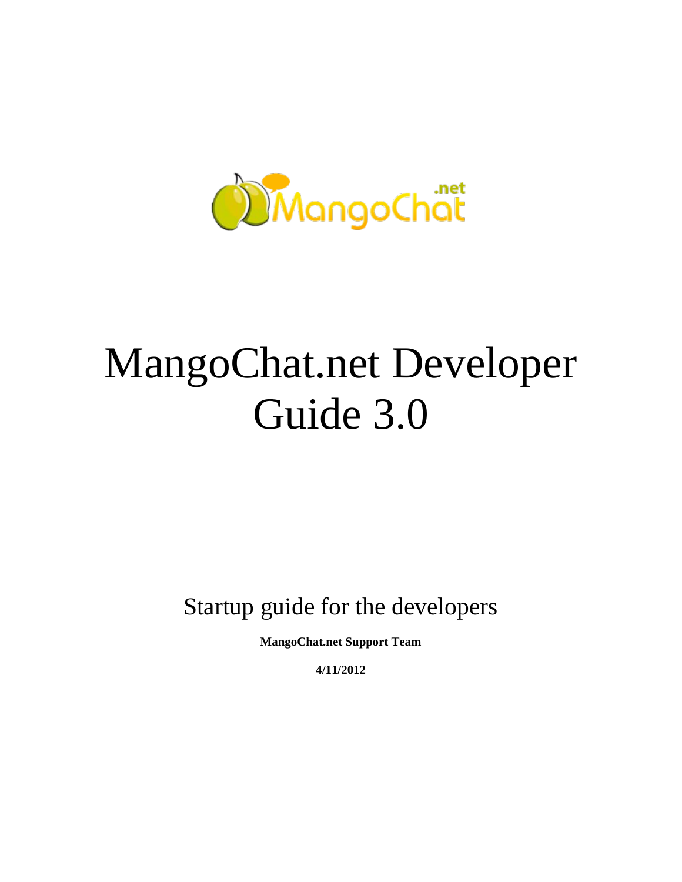# MangoChat.net Developer Guide 3.0

Startup guide for the developers

**MangoChat.net Support Team**

**4/11/2012**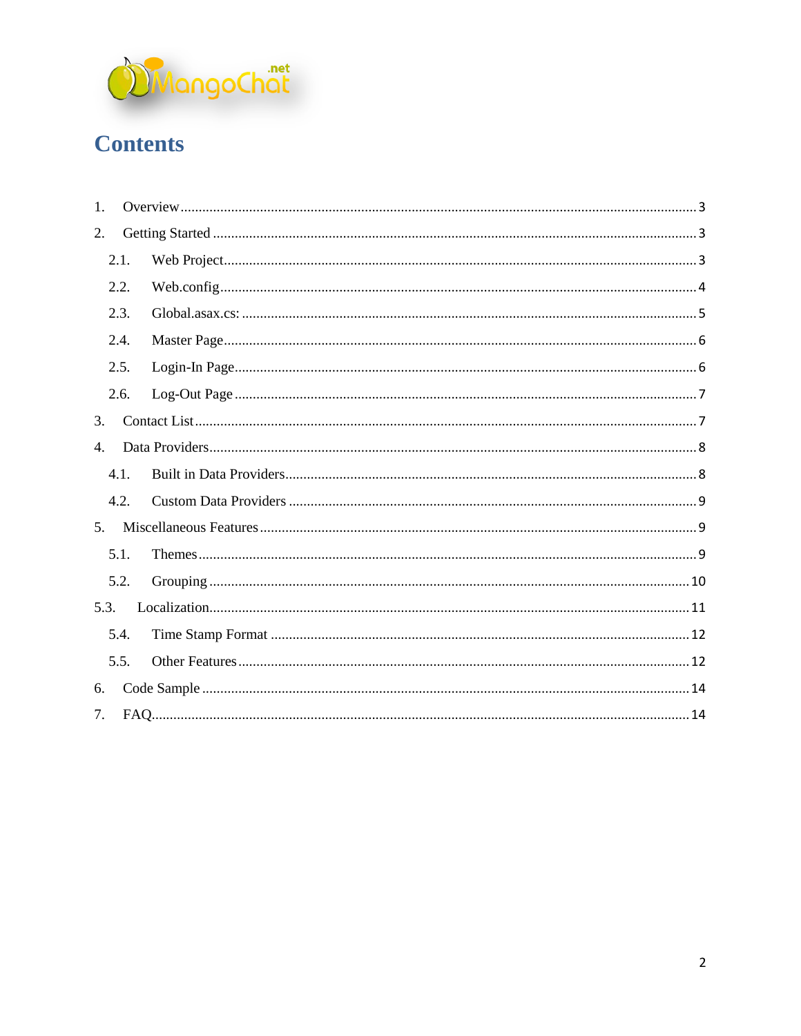# Contents

1. Overview ........ 3
2. Getting Started ........ 3
    - 2.1. Web Project ........ 3
    - 2.2. Web.config ........ 4
    - 2.3. Global.asax.cs: ........ 5
    - 2.4. Master Page ........ 6
    - 2.5. Login-In Page ........ 6
    - 2.6. Log-Out Page ........ 7
3. Contact List ........ 7
4. Data Providers ........ 8
    - 4.1. Built in Data Providers ........ 8
    - 4.2. Custom Data Providers ........ 9
5. Miscellaneous Features ........ 9
    - 5.1. Themes ........ 9
    - 5.2. Grouping ........ 10
    - 5.3. Localization ........ 11
    - 5.4. Time Stamp Format ........ 12
    - 5.5. Other Features ........ 12
6. Code Sample ........ 14
7. FAQ ........ 14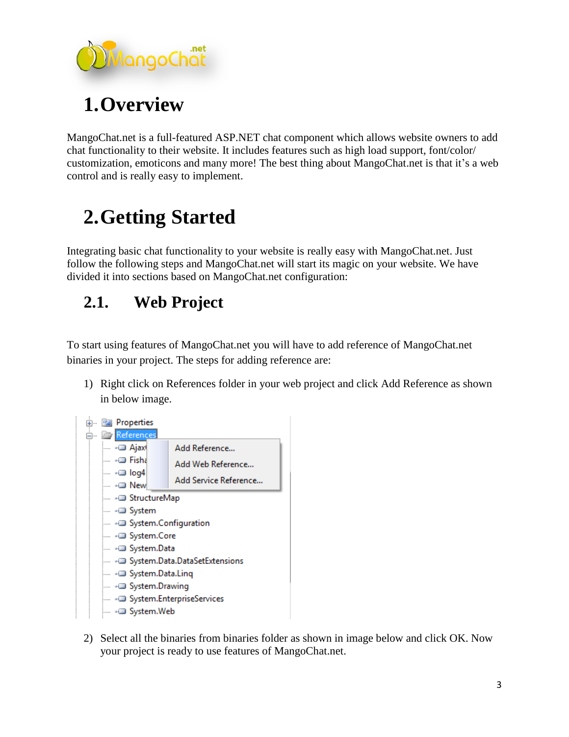# 1. Overview

MangoChat.net is a full-featured ASP.NET chat component which allows website owners to add chat functionality to their website. It includes features such as high load support, font/color/ customization, emoticons and many more! The best thing about MangoChat.net is that it's a web control and is really easy to implement.

# 2. Getting Started

Integrating basic chat functionality to your website is really easy with MangoChat.net. Just follow the following steps and MangoChat.net will start its magic on your website. We have divided it into sections based on MangoChat.net configuration:

## 2.1. Web Project

To start using features of MangoChat.net you will have to add reference of MangoChat.net binaries in your project. The steps for adding reference are:

1) Right click on References folder in your web project and click Add Reference as shown in below image.

2) Select all the binaries from binaries folder as shown in image below and click OK. Now your project is ready to use features of MangoChat.net.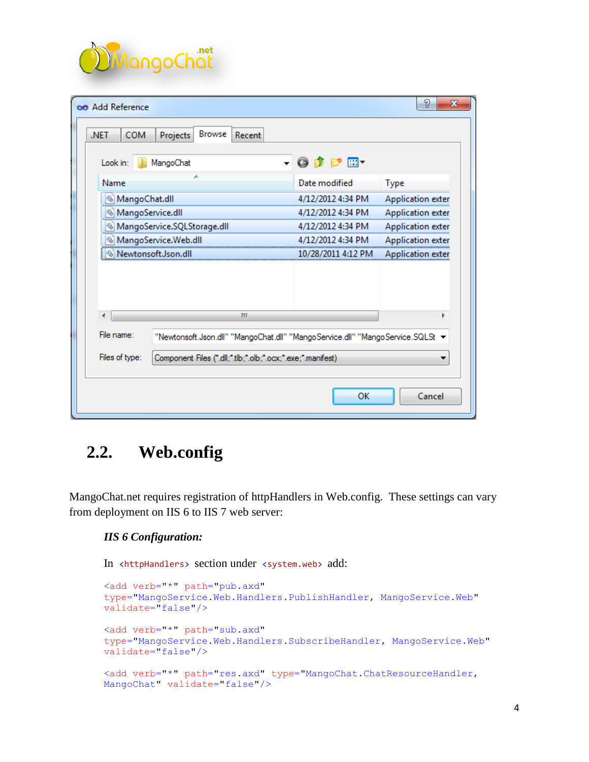## 2.2. Web.config

MangoChat.net requires registration of httpHandlers in Web.config. These settings can vary from deployment on IIS 6 to IIS 7 web server:

***IIS 6 Configuration:***

In `<httpHandlers>` section under `<system.web>` add:

```
<add verb="*" path="pub.axd"
type="MangoService.Web.Handlers.PublishHandler, MangoService.Web"
validate="false"/>

<add verb="*" path="sub.axd"
type="MangoService.Web.Handlers.SubscribeHandler, MangoService.Web"
validate="false"/>

<add verb="*" path="res.axd" type="MangoChat.ChatResourceHandler,
MangoChat" validate="false"/>
```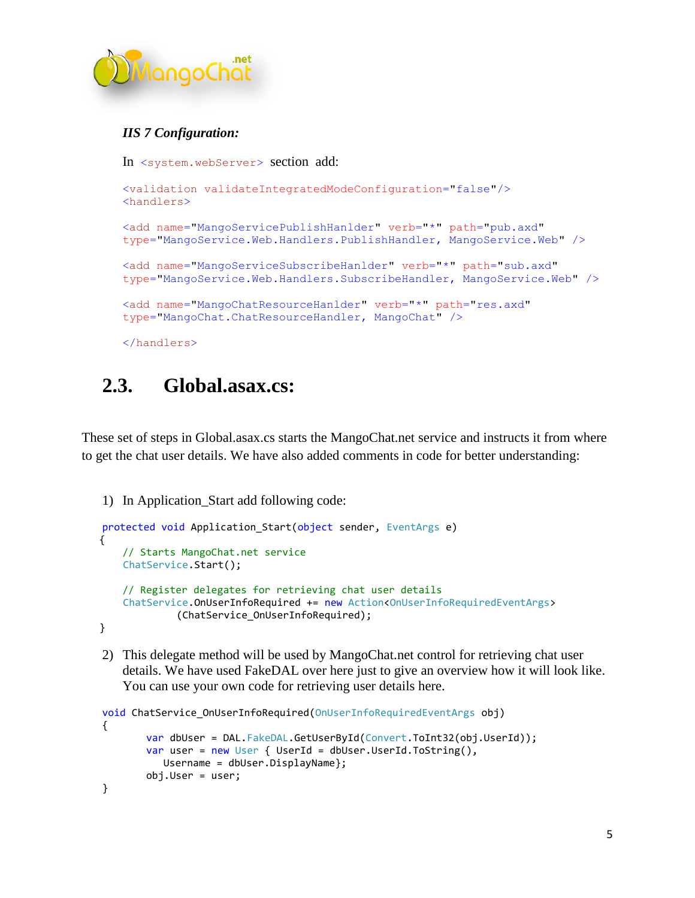***IIS 7 Configuration:***

In `<system.webServer>` section add:

```
<validation validateIntegratedModeConfiguration="false"/>
<handlers>

<add name="MangoServicePublishHanlder" verb="*" path="pub.axd"
type="MangoService.Web.Handlers.PublishHandler, MangoService.Web" />

<add name="MangoServiceSubscribeHanlder" verb="*" path="sub.axd"
type="MangoService.Web.Handlers.SubscribeHandler, MangoService.Web" />

<add name="MangoChatResourceHanlder" verb="*" path="res.axd"
type="MangoChat.ChatResourceHandler, MangoChat" />

</handlers>
```

## 2.3. Global.asax.cs:

These set of steps in Global.asax.cs starts the MangoChat.net service and instructs it from where to get the chat user details. We have also added comments in code for better understanding:

1) In Application_Start add following code:

```
protected void Application_Start(object sender, EventArgs e)
{
    // Starts MangoChat.net service
    ChatService.Start();

    // Register delegates for retrieving chat user details
    ChatService.OnUserInfoRequired += new Action<OnUserInfoRequiredEventArgs>
            (ChatService_OnUserInfoRequired);
}
```

2) This delegate method will be used by MangoChat.net control for retrieving chat user details. We have used FakeDAL over here just to give an overview how it will look like. You can use your own code for retrieving user details here.

```
void ChatService_OnUserInfoRequired(OnUserInfoRequiredEventArgs obj)
{
        var dbUser = DAL.FakeDAL.GetUserById(Convert.ToInt32(obj.UserId));
        var user = new User { UserId = dbUser.UserId.ToString(),
          Username = dbUser.DisplayName};
        obj.User = user;
}
```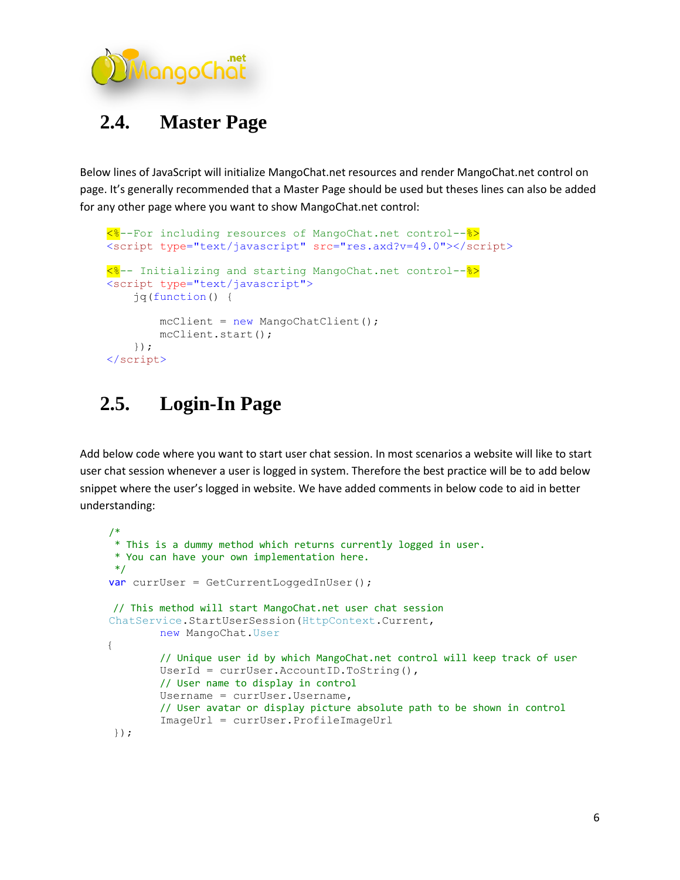## 2.4. Master Page

Below lines of JavaScript will initialize MangoChat.net resources and render MangoChat.net control on page. It's generally recommended that a Master Page should be used but theses lines can also be added for any other page where you want to show MangoChat.net control:

```
<%--For including resources of MangoChat.net control--%>
<script type="text/javascript" src="res.axd?v=49.0"></script>

<%-- Initializing and starting MangoChat.net control--%>
<script type="text/javascript">
    jq(function() {

        mcClient = new MangoChatClient();
        mcClient.start();
    });
</script>
```

## 2.5. Login-In Page

Add below code where you want to start user chat session. In most scenarios a website will like to start user chat session whenever a user is logged in system. Therefore the best practice will be to add below snippet where the user's logged in website. We have added comments in below code to aid in better understanding:

```
/*
 * This is a dummy method which returns currently logged in user.
 * You can have your own implementation here.
 */
var currUser = GetCurrentLoggedInUser();

 // This method will start MangoChat.net user chat session
ChatService.StartUserSession(HttpContext.Current,
        new MangoChat.User
{
        // Unique user id by which MangoChat.net control will keep track of user
        UserId = currUser.AccountID.ToString(),
        // User name to display in control
        Username = currUser.Username,
        // User avatar or display picture absolute path to be shown in control
        ImageUrl = currUser.ProfileImageUrl
 });
```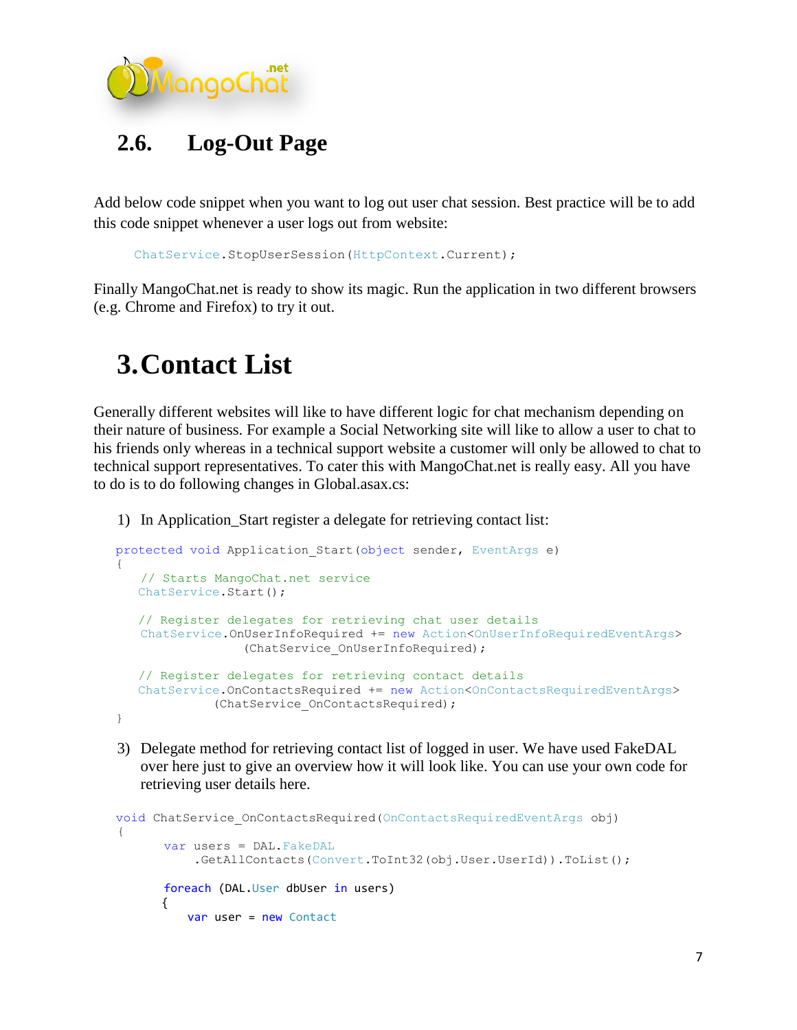## 2.6. Log-Out Page

Add below code snippet when you want to log out user chat session. Best practice will be to add this code snippet whenever a user logs out from website:

```
ChatService.StopUserSession(HttpContext.Current);
```

Finally MangoChat.net is ready to show its magic. Run the application in two different browsers (e.g. Chrome and Firefox) to try it out.

# 3. Contact List

Generally different websites will like to have different logic for chat mechanism depending on their nature of business. For example a Social Networking site will like to allow a user to chat to his friends only whereas in a technical support website a customer will only be allowed to chat to technical support representatives. To cater this with MangoChat.net is really easy. All you have to do is to do following changes in Global.asax.cs:

1) In Application_Start register a delegate for retrieving contact list:

```
protected void Application_Start(object sender, EventArgs e)
{
    // Starts MangoChat.net service
    ChatService.Start();

    // Register delegates for retrieving chat user details
    ChatService.OnUserInfoRequired += new Action<OnUserInfoRequiredEventArgs>
                (ChatService_OnUserInfoRequired);

    // Register delegates for retrieving contact details
    ChatService.OnContactsRequired += new Action<OnContactsRequiredEventArgs>
            (ChatService_OnContactsRequired);
}
```

3) Delegate method for retrieving contact list of logged in user. We have used FakeDAL over here just to give an overview how it will look like. You can use your own code for retrieving user details here.

```
void ChatService_OnContactsRequired(OnContactsRequiredEventArgs obj)
{
      var users = DAL.FakeDAL
          .GetAllContacts(Convert.ToInt32(obj.User.UserId)).ToList();

      foreach (DAL.User dbUser in users)
      {
          var user = new Contact
```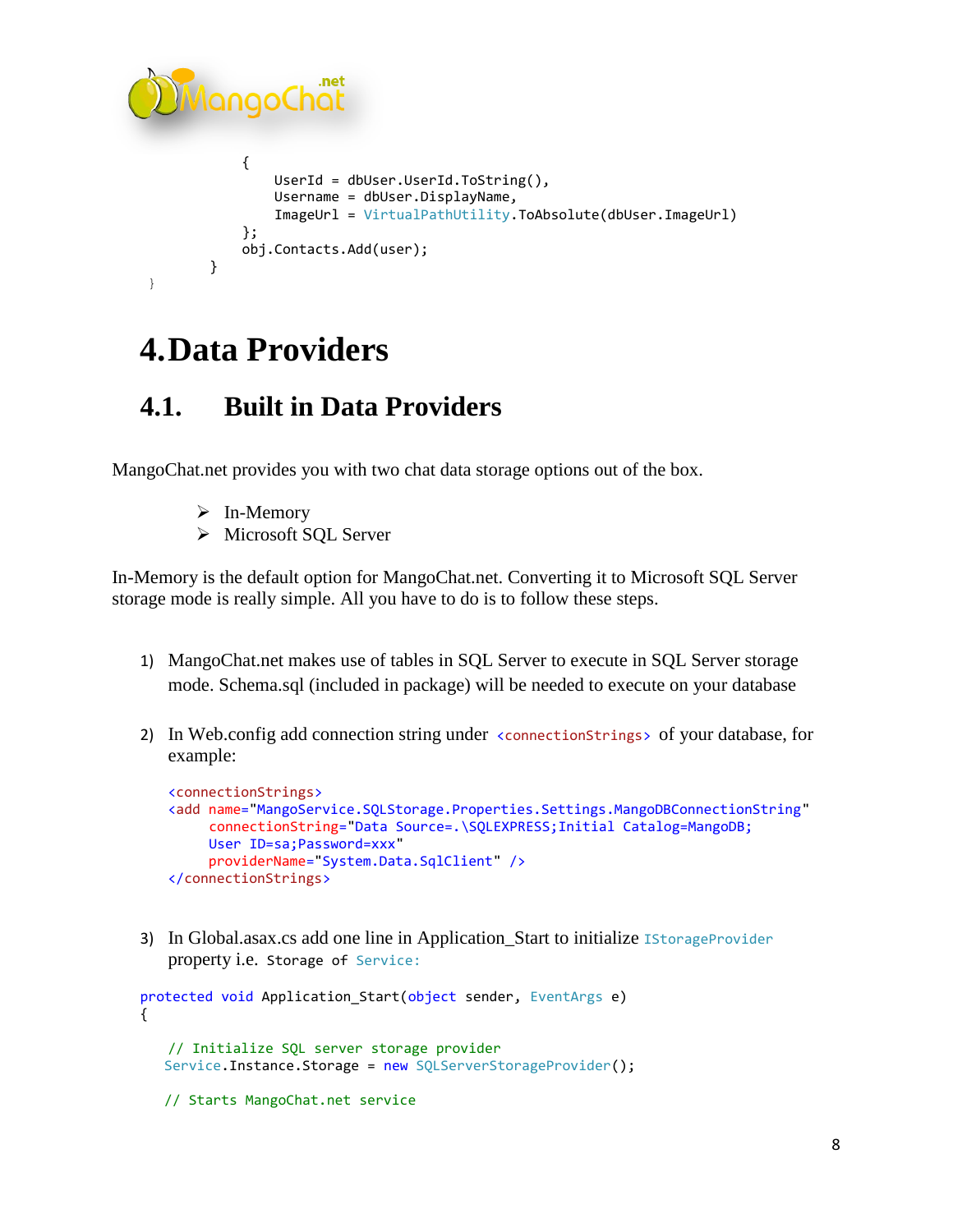```
            {
                UserId = dbUser.UserId.ToString(),
                Username = dbUser.DisplayName,
                ImageUrl = VirtualPathUtility.ToAbsolute(dbUser.ImageUrl)
            };
            obj.Contacts.Add(user);
        }
}
```

# 4. Data Providers

## 4.1. Built in Data Providers

MangoChat.net provides you with two chat data storage options out of the box.

- In-Memory
- Microsoft SQL Server

In-Memory is the default option for MangoChat.net. Converting it to Microsoft SQL Server storage mode is really simple. All you have to do is to follow these steps.

1) MangoChat.net makes use of tables in SQL Server to execute in SQL Server storage mode. Schema.sql (included in package) will be needed to execute on your database

2) In Web.config add connection string under `<connectionStrings>` of your database, for example:

```
<connectionStrings>
<add name="MangoService.SQLStorage.Properties.Settings.MangoDBConnectionString"
     connectionString="Data Source=.\SQLEXPRESS;Initial Catalog=MangoDB;
     User ID=sa;Password=xxx"
     providerName="System.Data.SqlClient" />
</connectionStrings>
```

3) In Global.asax.cs add one line in Application_Start to initialize `IStorageProvider` property i.e. `Storage of Service:`

```
protected void Application_Start(object sender, EventArgs e)
{

    // Initialize SQL server storage provider
    Service.Instance.Storage = new SQLServerStorageProvider();

    // Starts MangoChat.net service
```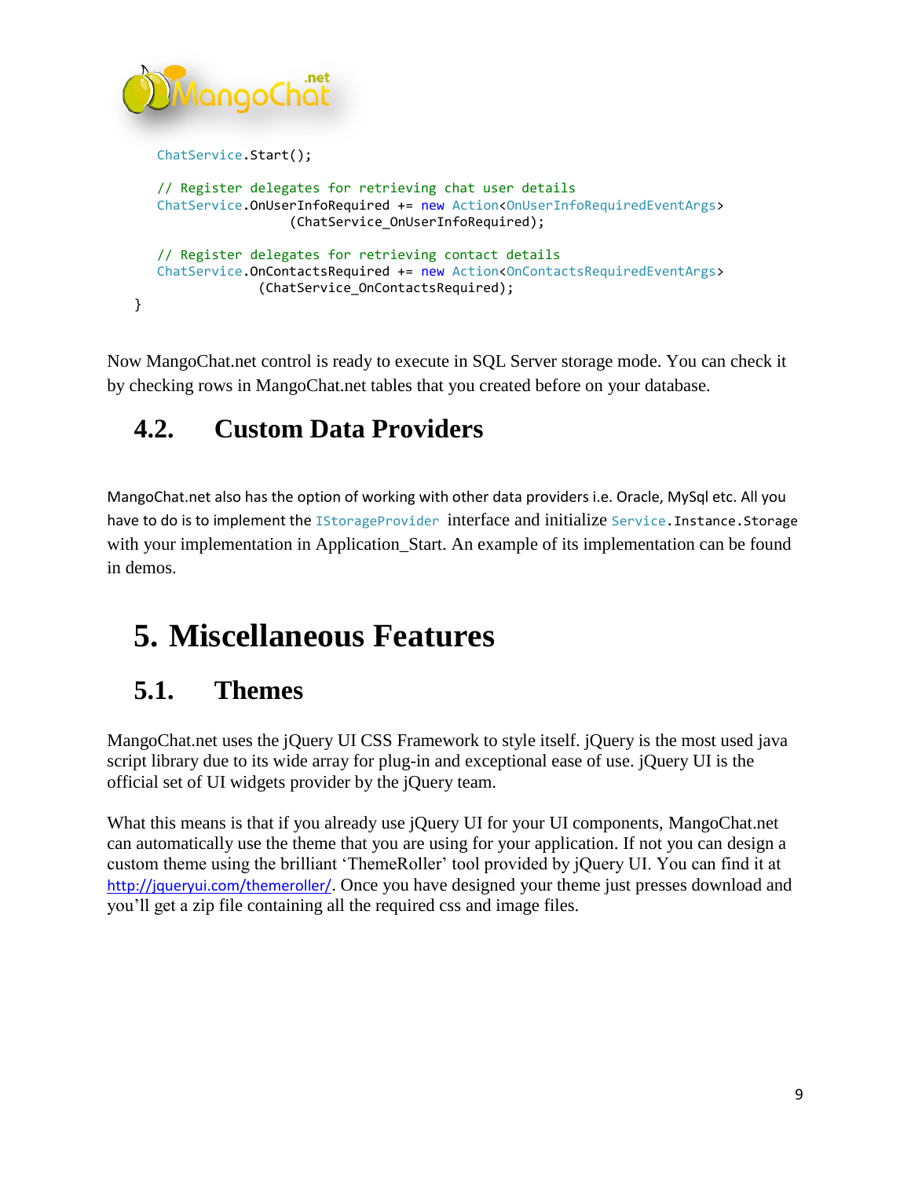```
    ChatService.Start();

    // Register delegates for retrieving chat user details
    ChatService.OnUserInfoRequired += new Action<OnUserInfoRequiredEventArgs>
                    (ChatService_OnUserInfoRequired);

    // Register delegates for retrieving contact details
    ChatService.OnContactsRequired += new Action<OnContactsRequiredEventArgs>
                (ChatService_OnContactsRequired);
}
```

Now MangoChat.net control is ready to execute in SQL Server storage mode. You can check it by checking rows in MangoChat.net tables that you created before on your database.

## 4.2. Custom Data Providers

MangoChat.net also has the option of working with other data providers i.e. Oracle, MySql etc. All you have to do is to implement the `IStorageProvider` interface and initialize `Service.Instance.Storage` with your implementation in Application_Start. An example of its implementation can be found in demos.

# 5. Miscellaneous Features

## 5.1. Themes

MangoChat.net uses the jQuery UI CSS Framework to style itself. jQuery is the most used java script library due to its wide array for plug-in and exceptional ease of use. jQuery UI is the official set of UI widgets provider by the jQuery team.

What this means is that if you already use jQuery UI for your UI components, MangoChat.net can automatically use the theme that you are using for your application. If not you can design a custom theme using the brilliant 'ThemeRoller' tool provided by jQuery UI. You can find it at [http://jqueryui.com/themeroller/](http://jqueryui.com/themeroller/). Once you have designed your theme just presses download and you'll get a zip file containing all the required css and image files.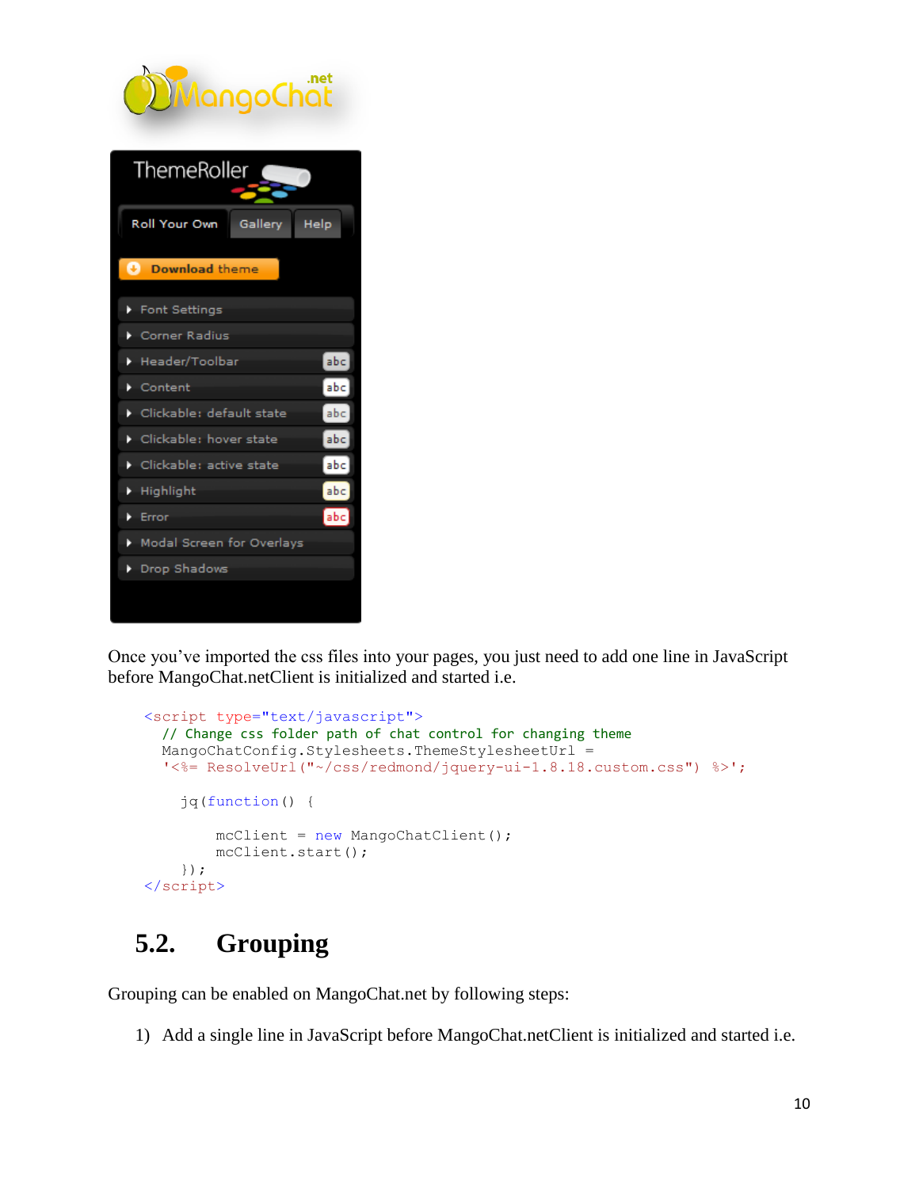Once you've imported the css files into your pages, you just need to add one line in JavaScript before MangoChat.netClient is initialized and started i.e.

```
<script type="text/javascript">
  // Change css folder path of chat control for changing theme
  MangoChatConfig.Stylesheets.ThemeStylesheetUrl =
  '<%= ResolveUrl("~/css/redmond/jquery-ui-1.8.18.custom.css") %>';

    jq(function() {

        mcClient = new MangoChatClient();
        mcClient.start();
    });
</script>
```

## 5.2. Grouping

Grouping can be enabled on MangoChat.net by following steps:

1) Add a single line in JavaScript before MangoChat.netClient is initialized and started i.e.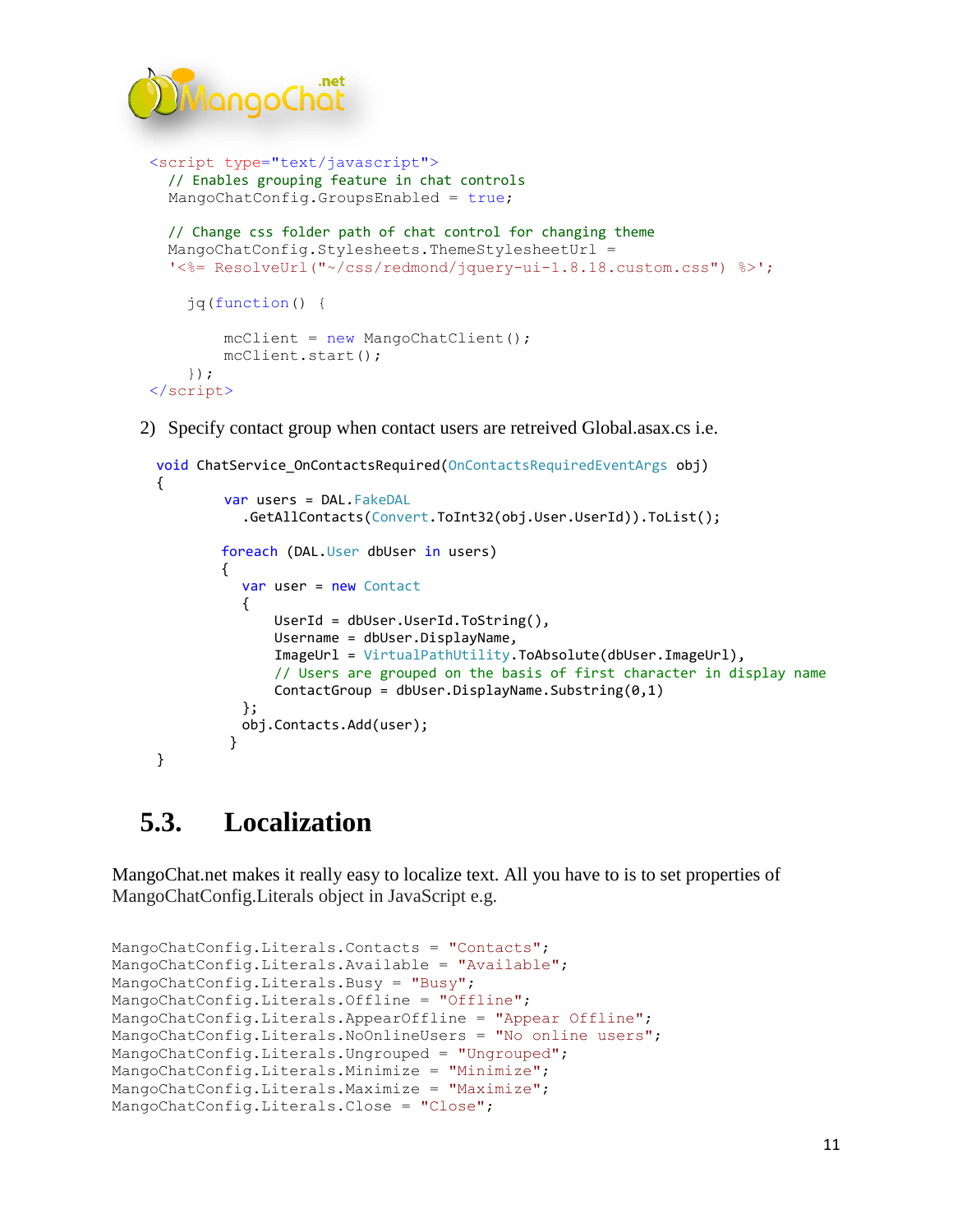```
<script type="text/javascript">
  // Enables grouping feature in chat controls
  MangoChatConfig.GroupsEnabled = true;

  // Change css folder path of chat control for changing theme
  MangoChatConfig.Stylesheets.ThemeStylesheetUrl =
  '<%= ResolveUrl("~/css/redmond/jquery-ui-1.8.18.custom.css") %>';

    jq(function() {

        mcClient = new MangoChatClient();
        mcClient.start();
    });
</script>
```

2) Specify contact group when contact users are retreived Global.asax.cs i.e.

```
void ChatService_OnContactsRequired(OnContactsRequiredEventArgs obj)
{
        var users = DAL.FakeDAL
          .GetAllContacts(Convert.ToInt32(obj.User.UserId)).ToList();

        foreach (DAL.User dbUser in users)
        {
          var user = new Contact
          {
              UserId = dbUser.UserId.ToString(),
              Username = dbUser.DisplayName,
              ImageUrl = VirtualPathUtility.ToAbsolute(dbUser.ImageUrl),
              // Users are grouped on the basis of first character in display name
              ContactGroup = dbUser.DisplayName.Substring(0,1)
          };
          obj.Contacts.Add(user);
         }
}
```

## 5.3. Localization

MangoChat.net makes it really easy to localize text. All you have to is to set properties of MangoChatConfig.Literals object in JavaScript e.g.

```
MangoChatConfig.Literals.Contacts = "Contacts";
MangoChatConfig.Literals.Available = "Available";
MangoChatConfig.Literals.Busy = "Busy";
MangoChatConfig.Literals.Offline = "Offline";
MangoChatConfig.Literals.AppearOffline = "Appear Offline";
MangoChatConfig.Literals.NoOnlineUsers = "No online users";
MangoChatConfig.Literals.Ungrouped = "Ungrouped";
MangoChatConfig.Literals.Minimize = "Minimize";
MangoChatConfig.Literals.Maximize = "Maximize";
MangoChatConfig.Literals.Close = "Close";
```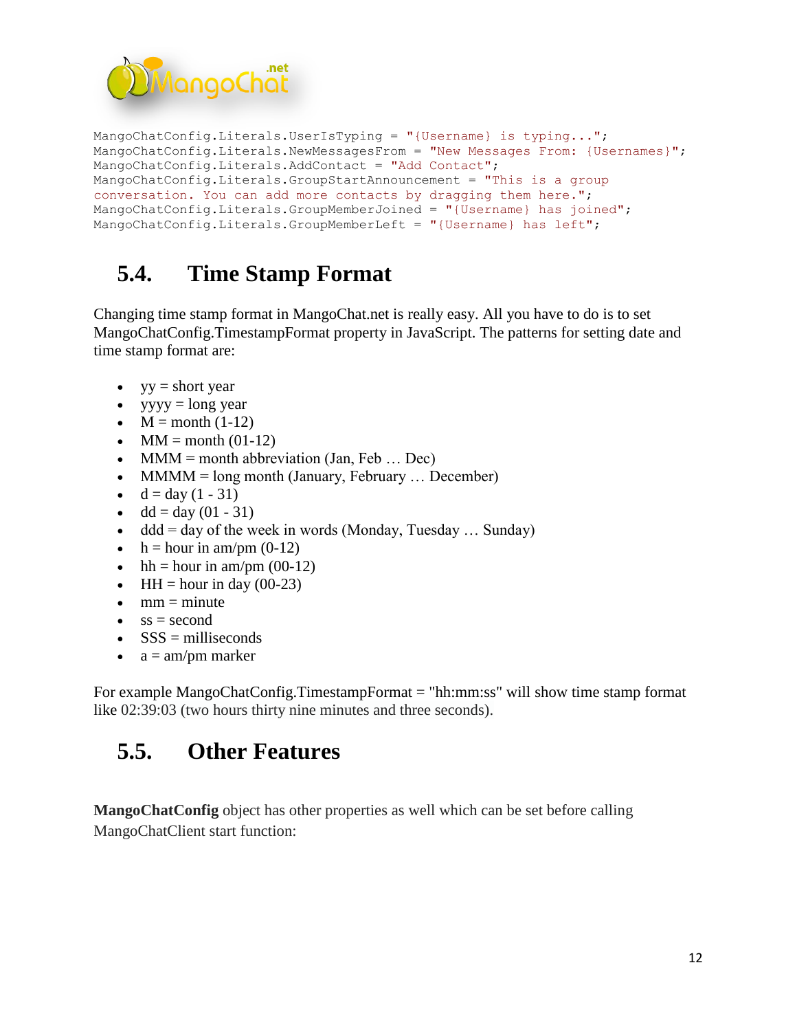```
MangoChatConfig.Literals.UserIsTyping = "{Username} is typing...";
MangoChatConfig.Literals.NewMessagesFrom = "New Messages From: {Usernames}";
MangoChatConfig.Literals.AddContact = "Add Contact";
MangoChatConfig.Literals.GroupStartAnnouncement = "This is a group
conversation. You can add more contacts by dragging them here.";
MangoChatConfig.Literals.GroupMemberJoined = "{Username} has joined";
MangoChatConfig.Literals.GroupMemberLeft = "{Username} has left";
```

## 5.4. Time Stamp Format

Changing time stamp format in MangoChat.net is really easy. All you have to do is to set MangoChatConfig.TimestampFormat property in JavaScript. The patterns for setting date and time stamp format are:

- yy = short year
- yyyy = long year
- M = month (1-12)
- MM = month (01-12)
- MMM = month abbreviation (Jan, Feb … Dec)
- MMMM = long month (January, February … December)
- d = day (1 - 31)
- dd = day (01 - 31)
- ddd = day of the week in words (Monday, Tuesday … Sunday)
- h = hour in am/pm (0-12)
- hh = hour in am/pm (00-12)
- HH = hour in day (00-23)
- mm = minute
- ss = second
- SSS = milliseconds
- a = am/pm marker

For example MangoChatConfig.TimestampFormat = "hh:mm:ss" will show time stamp format like 02:39:03 (two hours thirty nine minutes and three seconds).

## 5.5. Other Features

**MangoChatConfig** object has other properties as well which can be set before calling MangoChatClient start function: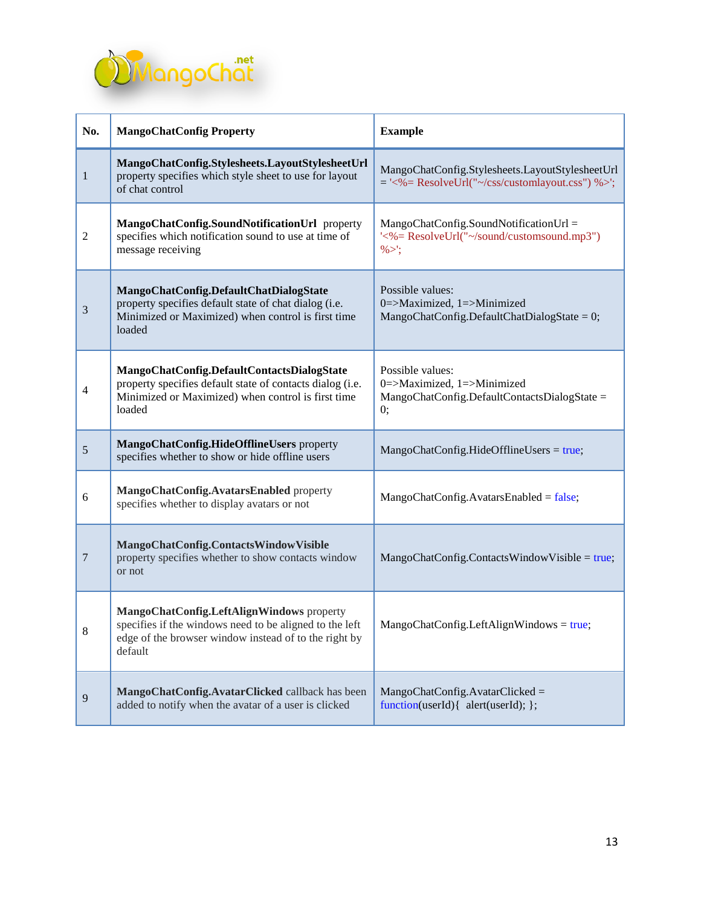| No. | MangoChatConfig Property | Example |
|---|---|---|
| 1 | **MangoChatConfig.Stylesheets.LayoutStylesheetUrl** property specifies which style sheet to use for layout of chat control | MangoChatConfig.Stylesheets.LayoutStylesheetUrl = '<%= ResolveUrl("~/css/customlayout.css") %>'; |
| 2 | **MangoChatConfig.SoundNotificationUrl** property specifies which notification sound to use at time of message receiving | MangoChatConfig.SoundNotificationUrl = '<%= ResolveUrl("~/sound/customsound.mp3") %>'; |
| 3 | **MangoChatConfig.DefaultChatDialogState** property specifies default state of chat dialog (i.e. Minimized or Maximized) when control is first time loaded | Possible values: 0=>Maximized, 1=>Minimized MangoChatConfig.DefaultChatDialogState = 0; |
| 4 | **MangoChatConfig.DefaultContactsDialogState** property specifies default state of contacts dialog (i.e. Minimized or Maximized) when control is first time loaded | Possible values: 0=>Maximized, 1=>Minimized MangoChatConfig.DefaultContactsDialogState = 0; |
| 5 | **MangoChatConfig.HideOfflineUsers** property specifies whether to show or hide offline users | MangoChatConfig.HideOfflineUsers = true; |
| 6 | **MangoChatConfig.AvatarsEnabled** property specifies whether to display avatars or not | MangoChatConfig.AvatarsEnabled = false; |
| 7 | **MangoChatConfig.ContactsWindowVisible** property specifies whether to show contacts window or not | MangoChatConfig.ContactsWindowVisible = true; |
| 8 | **MangoChatConfig.LeftAlignWindows** property specifies if the windows need to be aligned to the left edge of the browser window instead of to the right by default | MangoChatConfig.LeftAlignWindows = true; |
| 9 | **MangoChatConfig.AvatarClicked** callback has been added to notify when the avatar of a user is clicked | MangoChatConfig.AvatarClicked = function(userId){ alert(userId); }; |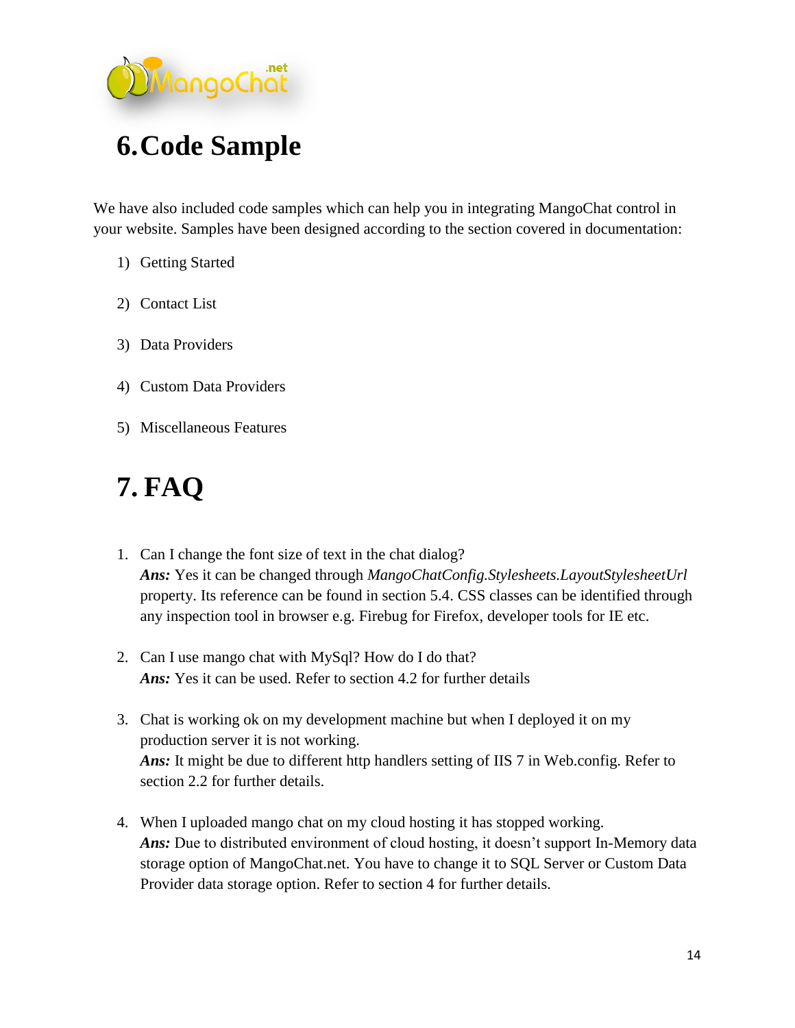# 6. Code Sample

We have also included code samples which can help you in integrating MangoChat control in your website. Samples have been designed according to the section covered in documentation:

1) Getting Started
2) Contact List
3) Data Providers
4) Custom Data Providers
5) Miscellaneous Features

# 7. FAQ

1. Can I change the font size of text in the chat dialog?
   ***Ans:*** Yes it can be changed through *MangoChatConfig.Stylesheets.LayoutStylesheetUrl* property. Its reference can be found in section 5.4. CSS classes can be identified through any inspection tool in browser e.g. Firebug for Firefox, developer tools for IE etc.

2. Can I use mango chat with MySql? How do I do that?
   ***Ans:*** Yes it can be used. Refer to section 4.2 for further details

3. Chat is working ok on my development machine but when I deployed it on my production server it is not working.
   ***Ans:*** It might be due to different http handlers setting of IIS 7 in Web.config. Refer to section 2.2 for further details.

4. When I uploaded mango chat on my cloud hosting it has stopped working.
   ***Ans:*** Due to distributed environment of cloud hosting, it doesn't support In-Memory data storage option of MangoChat.net. You have to change it to SQL Server or Custom Data Provider data storage option. Refer to section 4 for further details.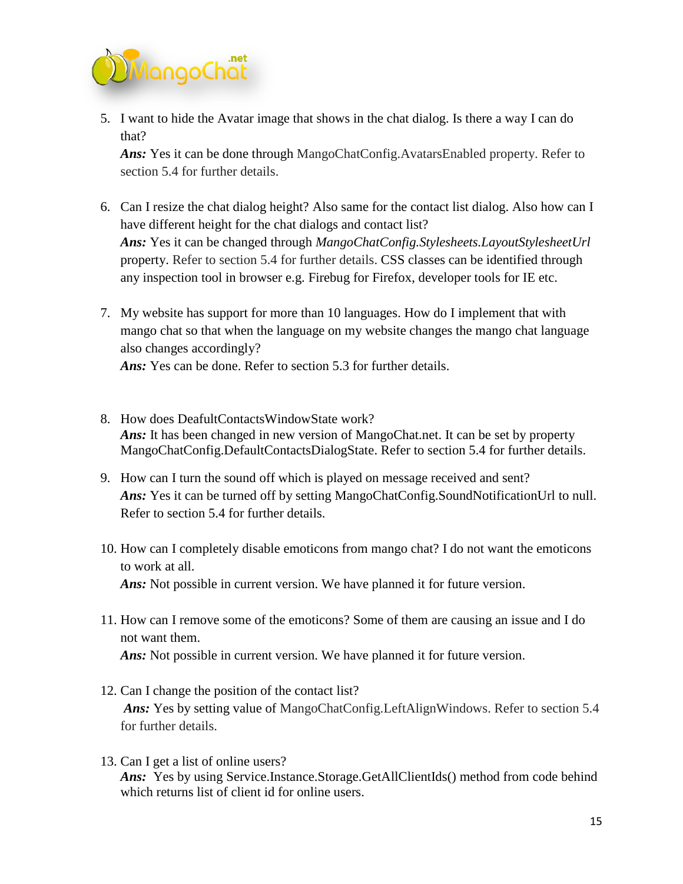5. I want to hide the Avatar image that shows in the chat dialog. Is there a way I can do that?
   ***Ans:*** Yes it can be done through MangoChatConfig.AvatarsEnabled property. Refer to section 5.4 for further details.

6. Can I resize the chat dialog height? Also same for the contact list dialog. Also how can I have different height for the chat dialogs and contact list?
   ***Ans:*** Yes it can be changed through *MangoChatConfig.Stylesheets.LayoutStylesheetUrl* property. Refer to section 5.4 for further details. CSS classes can be identified through any inspection tool in browser e.g. Firebug for Firefox, developer tools for IE etc.

7. My website has support for more than 10 languages. How do I implement that with mango chat so that when the language on my website changes the mango chat language also changes accordingly?
   ***Ans:*** Yes can be done. Refer to section 5.3 for further details.

8. How does DeafultContactsWindowState work?
   ***Ans:*** It has been changed in new version of MangoChat.net. It can be set by property MangoChatConfig.DefaultContactsDialogState. Refer to section 5.4 for further details.

9. How can I turn the sound off which is played on message received and sent?
   ***Ans:*** Yes it can be turned off by setting MangoChatConfig.SoundNotificationUrl to null. Refer to section 5.4 for further details.

10. How can I completely disable emoticons from mango chat? I do not want the emoticons to work at all.
    ***Ans:*** Not possible in current version. We have planned it for future version.

11. How can I remove some of the emoticons? Some of them are causing an issue and I do not want them.
    ***Ans:*** Not possible in current version. We have planned it for future version.

12. Can I change the position of the contact list?
    ***Ans:*** Yes by setting value of MangoChatConfig.LeftAlignWindows. Refer to section 5.4 for further details.

13. Can I get a list of online users?
    ***Ans:*** Yes by using Service.Instance.Storage.GetAllClientIds() method from code behind which returns list of client id for online users.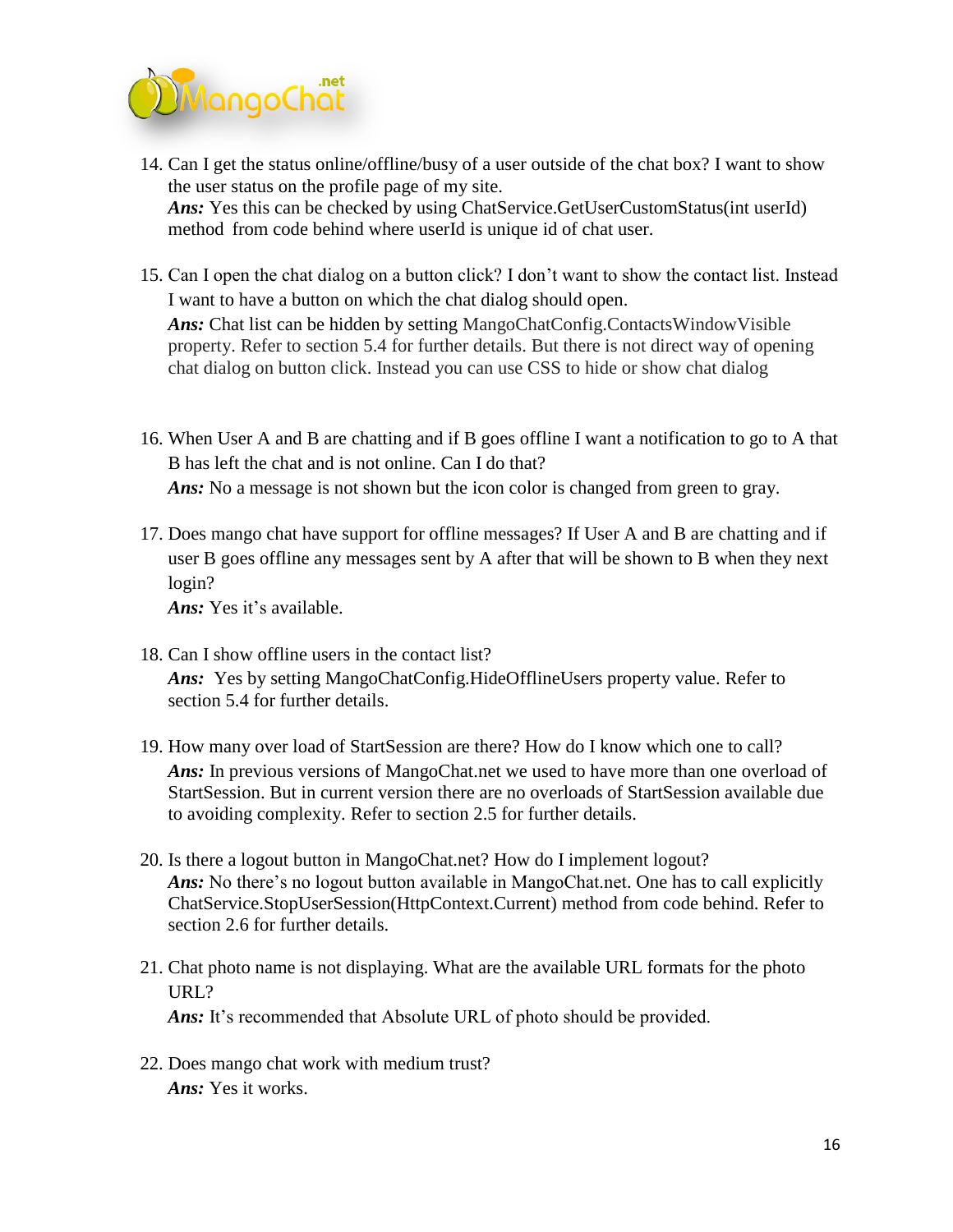14. Can I get the status online/offline/busy of a user outside of the chat box? I want to show the user status on the profile page of my site.
    ***Ans:*** Yes this can be checked by using ChatService.GetUserCustomStatus(int userId) method from code behind where userId is unique id of chat user.

15. Can I open the chat dialog on a button click? I don't want to show the contact list. Instead I want to have a button on which the chat dialog should open.
    ***Ans:*** Chat list can be hidden by setting MangoChatConfig.ContactsWindowVisible property. Refer to section 5.4 for further details. But there is not direct way of opening chat dialog on button click. Instead you can use CSS to hide or show chat dialog

16. When User A and B are chatting and if B goes offline I want a notification to go to A that B has left the chat and is not online. Can I do that?
    ***Ans:*** No a message is not shown but the icon color is changed from green to gray.

17. Does mango chat have support for offline messages? If User A and B are chatting and if user B goes offline any messages sent by A after that will be shown to B when they next login?
    ***Ans:*** Yes it's available.

18. Can I show offline users in the contact list?
    ***Ans:*** Yes by setting MangoChatConfig.HideOfflineUsers property value. Refer to section 5.4 for further details.

19. How many over load of StartSession are there? How do I know which one to call?
    ***Ans:*** In previous versions of MangoChat.net we used to have more than one overload of StartSession. But in current version there are no overloads of StartSession available due to avoiding complexity. Refer to section 2.5 for further details.

20. Is there a logout button in MangoChat.net? How do I implement logout?
    ***Ans:*** No there's no logout button available in MangoChat.net. One has to call explicitly ChatService.StopUserSession(HttpContext.Current) method from code behind. Refer to section 2.6 for further details.

21. Chat photo name is not displaying. What are the available URL formats for the photo URL?
    ***Ans:*** It's recommended that Absolute URL of photo should be provided.

22. Does mango chat work with medium trust?
    ***Ans:*** Yes it works.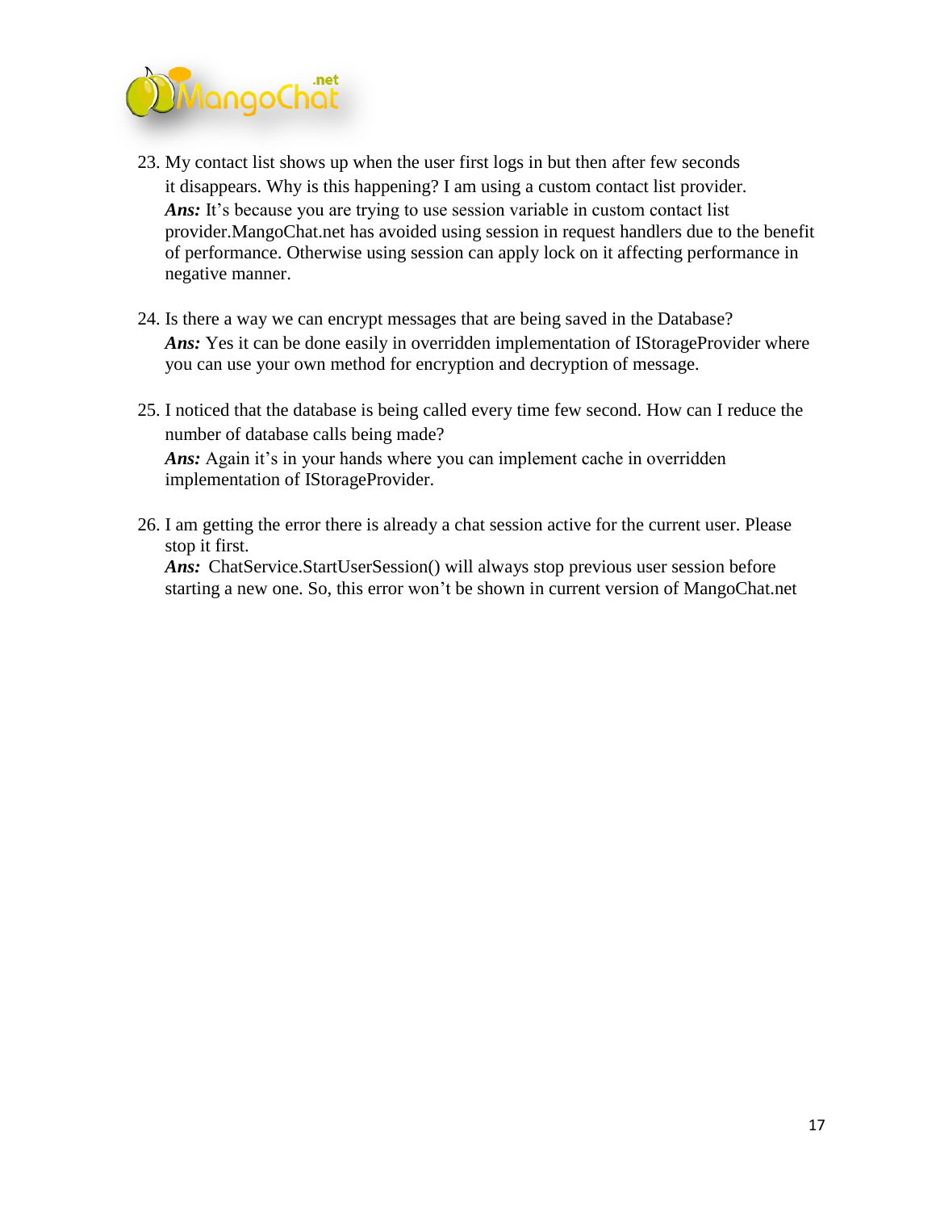23. My contact list shows up when the user first logs in but then after few seconds it disappears. Why is this happening? I am using a custom contact list provider.
    ***Ans:*** It's because you are trying to use session variable in custom contact list provider.MangoChat.net has avoided using session in request handlers due to the benefit of performance. Otherwise using session can apply lock on it affecting performance in negative manner.

24. Is there a way we can encrypt messages that are being saved in the Database?
    ***Ans:*** Yes it can be done easily in overridden implementation of IStorageProvider where you can use your own method for encryption and decryption of message.

25. I noticed that the database is being called every time few second. How can I reduce the number of database calls being made?
    ***Ans:*** Again it's in your hands where you can implement cache in overridden implementation of IStorageProvider.

26. I am getting the error there is already a chat session active for the current user. Please stop it first.
    ***Ans:*** ChatService.StartUserSession() will always stop previous user session before starting a new one. So, this error won't be shown in current version of MangoChat.net